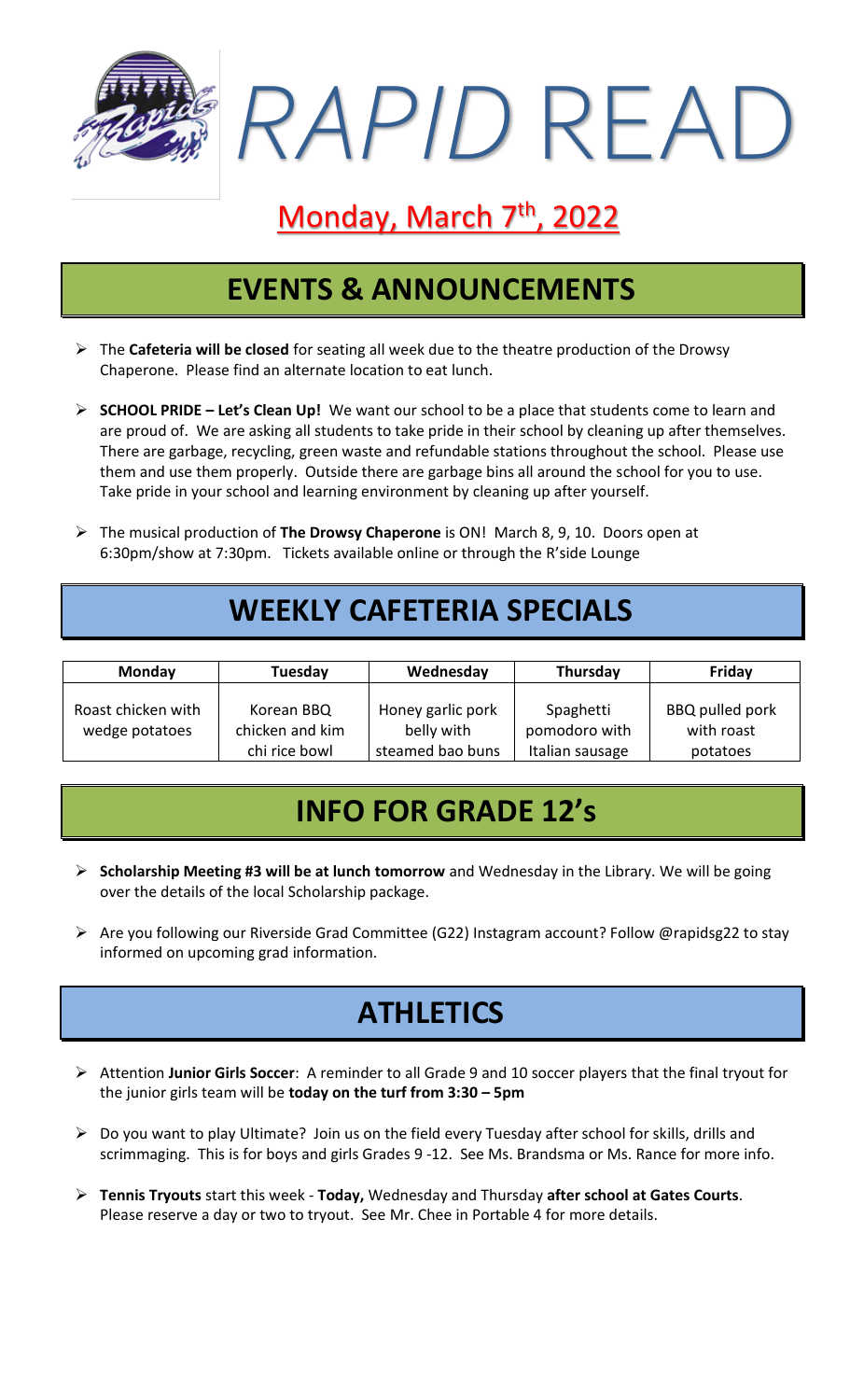# *RAPID* READ

## Monday, March 7th, 2022

## EVENTS & ANNOUNCEMENTS

- The **Cafeteria will be closed** for seating all week due to the theatre production of the Drowsy Chaperone. Please find an alternate location to eat lunch.
- **SCHOOL PRIDE – Let's Clean Up!** We want our school to be a place that students come to learn and are proud of. We are asking all students to take pride in their school by cleaning up after themselves. There are garbage, recycling, green waste and refundable stations throughout the school. Please use them and use them properly. Outside there are garbage bins all around the school for you to use. Take pride in your school and learning environment by cleaning up after yourself.
- The musical production of **The Drowsy Chaperone** is ON! March 8, 9, 10. Doors open at 6:30pm/show at 7:30pm. Tickets available online or through the R'side Lounge

## WEEKLY CAFETERIA SPECIALS

| Monday | Tuesday | Wednesday | Thursday | Friday |
|---|---|---|---|---|
| Roast chicken with wedge potatoes | Korean BBQ chicken and kim chi rice bowl | Honey garlic pork belly with steamed bao buns | Spaghetti pomodoro with Italian sausage | BBQ pulled pork with roast potatoes |

## INFO FOR GRADE 12's

- **Scholarship Meeting #3 will be at lunch tomorrow** and Wednesday in the Library. We will be going over the details of the local Scholarship package.
- Are you following our Riverside Grad Committee (G22) Instagram account? Follow @rapidsg22 to stay informed on upcoming grad information.

## ATHLETICS

- Attention **Junior Girls Soccer**: A reminder to all Grade 9 and 10 soccer players that the final tryout for the junior girls team will be **today on the turf from 3:30 – 5pm**
- Do you want to play Ultimate? Join us on the field every Tuesday after school for skills, drills and scrimmaging. This is for boys and girls Grades 9 -12. See Ms. Brandsma or Ms. Rance for more info.
- **Tennis Tryouts** start this week - **Today,** Wednesday and Thursday **after school at Gates Courts**. Please reserve a day or two to tryout. See Mr. Chee in Portable 4 for more details.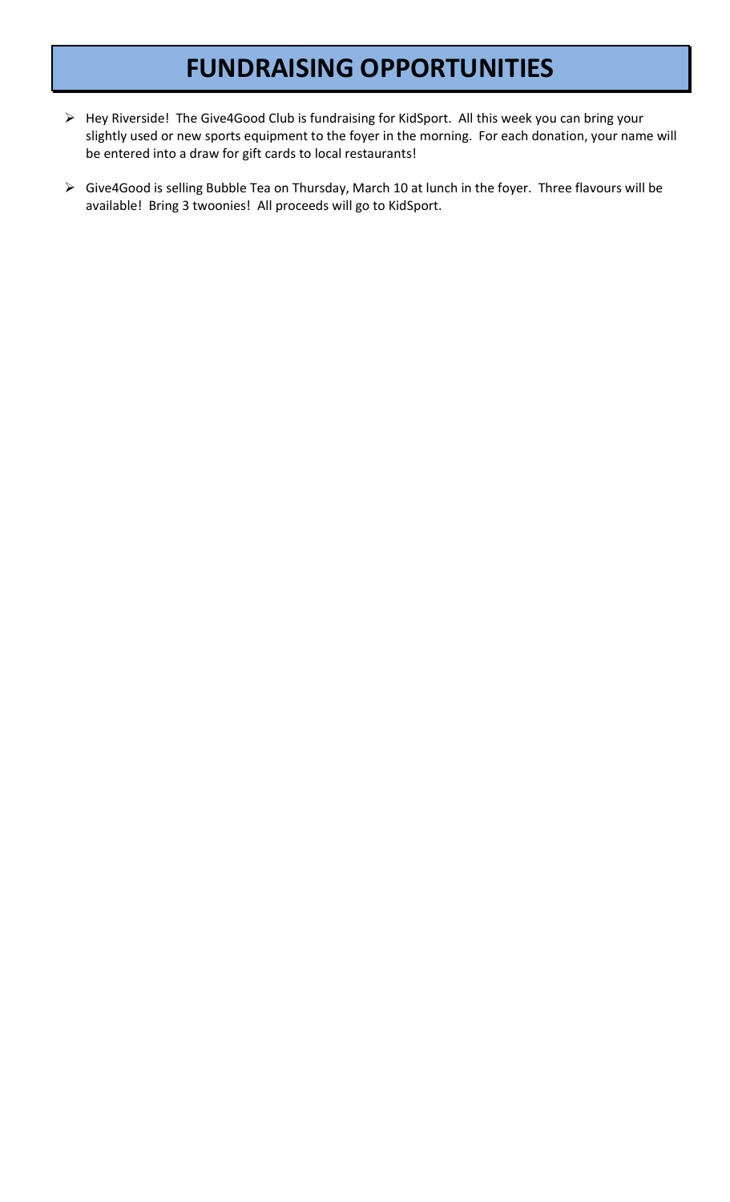# FUNDRAISING OPPORTUNITIES

- Hey Riverside! The Give4Good Club is fundraising for KidSport. All this week you can bring your slightly used or new sports equipment to the foyer in the morning. For each donation, your name will be entered into a draw for gift cards to local restaurants!
- Give4Good is selling Bubble Tea on Thursday, March 10 at lunch in the foyer. Three flavours will be available! Bring 3 twoonies! All proceeds will go to KidSport.